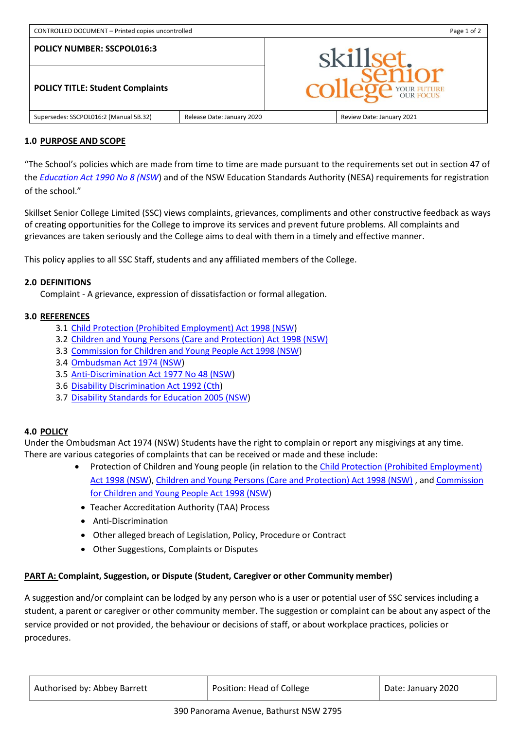| POLICY NUMBER: SSCPOL016:3 | | |
|---|---|---|
| POLICY TITLE: Student Complaints | | |
| Supersedes: SSCPOL016:2 (Manual 5B.32) | Release Date: January 2020 | Review Date: January 2021 |

## 1.0 PURPOSE AND SCOPE

"The School's policies which are made from time to time are made pursuant to the requirements set out in section 47 of the *Education Act 1990 No 8 (NSW)* and of the NSW Education Standards Authority (NESA) requirements for registration of the school."

Skillset Senior College Limited (SSC) views complaints, grievances, compliments and other constructive feedback as ways of creating opportunities for the College to improve its services and prevent future problems. All complaints and grievances are taken seriously and the College aims to deal with them in a timely and effective manner.

This policy applies to all SSC Staff, students and any affiliated members of the College.

## 2.0 DEFINITIONS

Complaint - A grievance, expression of dissatisfaction or formal allegation.

## 3.0 REFERENCES

3.1 Child Protection (Prohibited Employment) Act 1998 (NSW)
3.2 Children and Young Persons (Care and Protection) Act 1998 (NSW)
3.3 Commission for Children and Young People Act 1998 (NSW)
3.4 Ombudsman Act 1974 (NSW)
3.5 Anti-Discrimination Act 1977 No 48 (NSW)
3.6 Disability Discrimination Act 1992 (Cth)
3.7 Disability Standards for Education 2005 (NSW)

## 4.0 POLICY

Under the Ombudsman Act 1974 (NSW) Students have the right to complain or report any misgivings at any time. There are various categories of complaints that can be received or made and these include:

- Protection of Children and Young people (in relation to the Child Protection (Prohibited Employment) Act 1998 (NSW), Children and Young Persons (Care and Protection) Act 1998 (NSW) , and Commission for Children and Young People Act 1998 (NSW)
- Teacher Accreditation Authority (TAA) Process
- Anti-Discrimination
- Other alleged breach of Legislation, Policy, Procedure or Contract
- Other Suggestions, Complaints or Disputes

### PART A: Complaint, Suggestion, or Dispute (Student, Caregiver or other Community member)

A suggestion and/or complaint can be lodged by any person who is a user or potential user of SSC services including a student, a parent or caregiver or other community member. The suggestion or complaint can be about any aspect of the service provided or not provided, the behaviour or decisions of staff, or about workplace practices, policies or procedures.

| Authorised by: Abbey Barrett | Position: Head of College | Date: January 2020 |
|---|---|---|

390 Panorama Avenue, Bathurst NSW 2795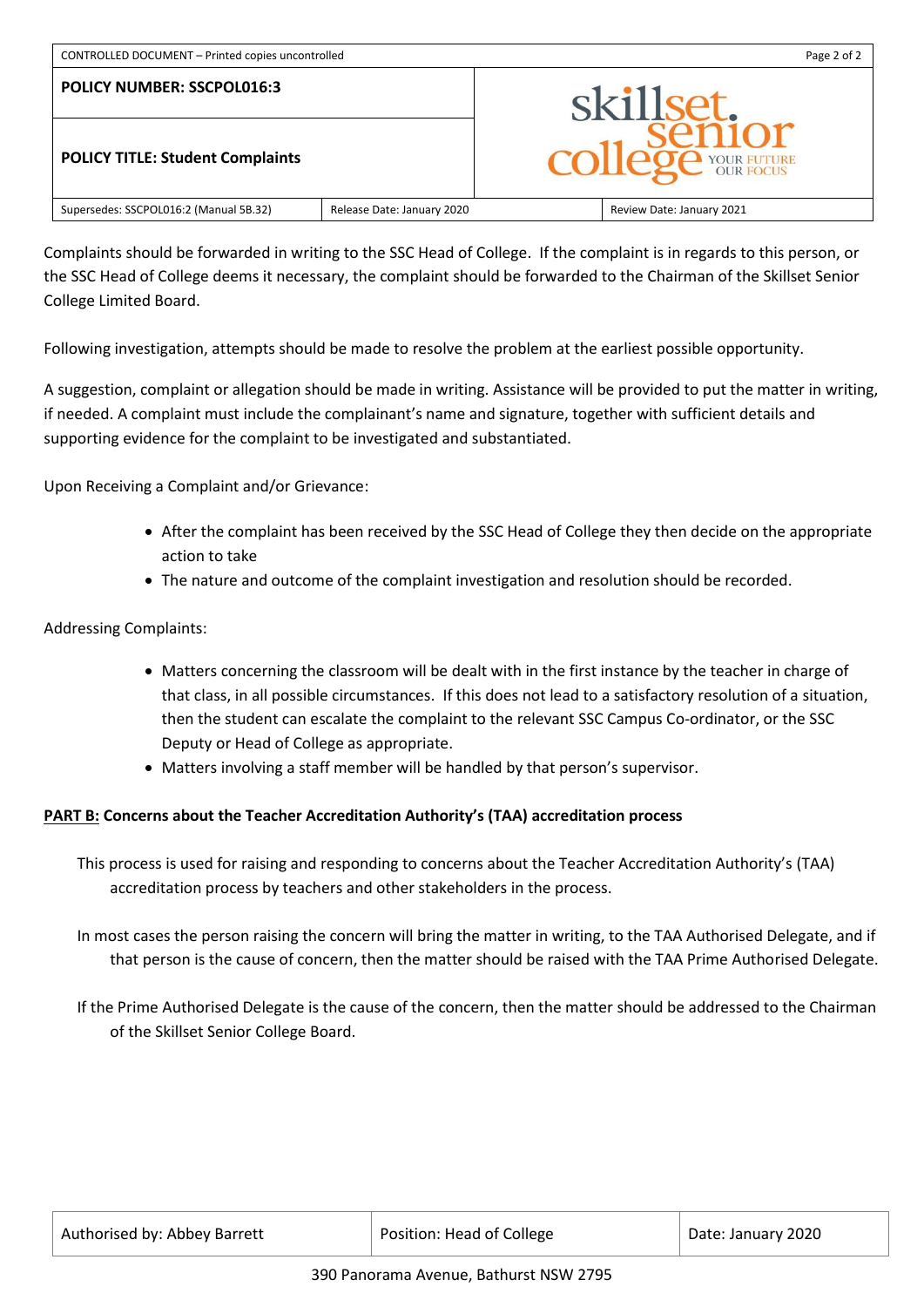Complaints should be forwarded in writing to the SSC Head of College. If the complaint is in regards to this person, or the SSC Head of College deems it necessary, the complaint should be forwarded to the Chairman of the Skillset Senior College Limited Board.

Following investigation, attempts should be made to resolve the problem at the earliest possible opportunity.

A suggestion, complaint or allegation should be made in writing. Assistance will be provided to put the matter in writing, if needed. A complaint must include the complainant's name and signature, together with sufficient details and supporting evidence for the complaint to be investigated and substantiated.

Upon Receiving a Complaint and/or Grievance:

- After the complaint has been received by the SSC Head of College they then decide on the appropriate action to take
- The nature and outcome of the complaint investigation and resolution should be recorded.

Addressing Complaints:

- Matters concerning the classroom will be dealt with in the first instance by the teacher in charge of that class, in all possible circumstances. If this does not lead to a satisfactory resolution of a situation, then the student can escalate the complaint to the relevant SSC Campus Co-ordinator, or the SSC Deputy or Head of College as appropriate.
- Matters involving a staff member will be handled by that person's supervisor.

**PART B: Concerns about the Teacher Accreditation Authority's (TAA) accreditation process**

This process is used for raising and responding to concerns about the Teacher Accreditation Authority's (TAA) accreditation process by teachers and other stakeholders in the process.

In most cases the person raising the concern will bring the matter in writing, to the TAA Authorised Delegate, and if that person is the cause of concern, then the matter should be raised with the TAA Prime Authorised Delegate.

If the Prime Authorised Delegate is the cause of the concern, then the matter should be addressed to the Chairman of the Skillset Senior College Board.

| | | |
|---|---|---|
| Authorised by: Abbey Barrett | Position: Head of College | Date: January 2020 |

390 Panorama Avenue, Bathurst NSW 2795